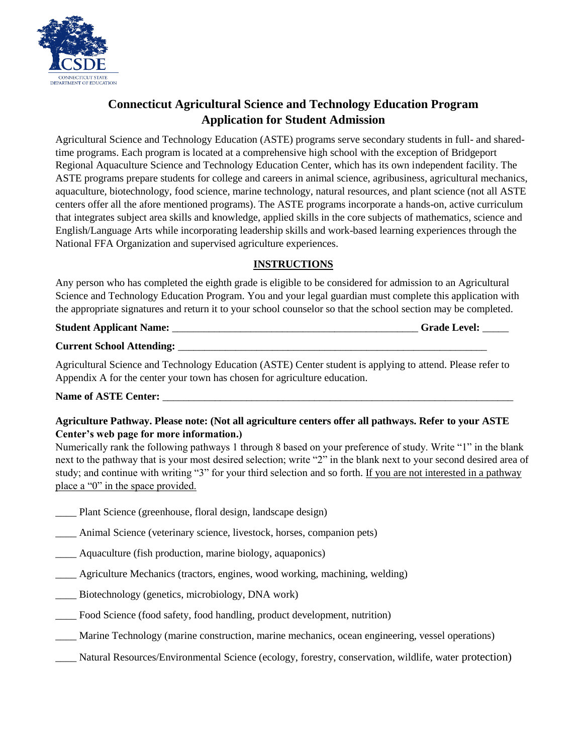CSDE
CONNECTICUT STATE DEPARTMENT OF EDUCATION

# Connecticut Agricultural Science and Technology Education Program
## Application for Student Admission

Agricultural Science and Technology Education (ASTE) programs serve secondary students in full- and shared-time programs. Each program is located at a comprehensive high school with the exception of Bridgeport Regional Aquaculture Science and Technology Education Center, which has its own independent facility. The ASTE programs prepare students for college and careers in animal science, agribusiness, agricultural mechanics, aquaculture, biotechnology, food science, marine technology, natural resources, and plant science (not all ASTE centers offer all the afore mentioned programs). The ASTE programs incorporate a hands-on, active curriculum that integrates subject area skills and knowledge, applied skills in the core subjects of mathematics, science and English/Language Arts while incorporating leadership skills and work-based learning experiences through the National FFA Organization and supervised agriculture experiences.

### INSTRUCTIONS

Any person who has completed the eighth grade is eligible to be considered for admission to an Agricultural Science and Technology Education Program. You and your legal guardian must complete this application with the appropriate signatures and return it to your school counselor so that the school section may be completed.

**Student Applicant Name:** ________________________________________________ **Grade Level:** _____

**Current School Attending:** ____________________________________________________________

Agricultural Science and Technology Education (ASTE) Center student is applying to attend. Please refer to Appendix A for the center your town has chosen for agriculture education.

**Name of ASTE Center:** _____________________________________________________________________

**Agriculture Pathway. Please note: (Not all agriculture centers offer all pathways. Refer to your ASTE Center's web page for more information.)**

Numerically rank the following pathways 1 through 8 based on your preference of study. Write "1" in the blank next to the pathway that is your most desired selection; write "2" in the blank next to your second desired area of study; and continue with writing "3" for your third selection and so forth. <u>If you are not interested in a pathway place a "0" in the space provided.</u>

____ Plant Science (greenhouse, floral design, landscape design)

____ Animal Science (veterinary science, livestock, horses, companion pets)

____ Aquaculture (fish production, marine biology, aquaponics)

____ Agriculture Mechanics (tractors, engines, wood working, machining, welding)

____ Biotechnology (genetics, microbiology, DNA work)

____ Food Science (food safety, food handling, product development, nutrition)

____ Marine Technology (marine construction, marine mechanics, ocean engineering, vessel operations)

____ Natural Resources/Environmental Science (ecology, forestry, conservation, wildlife, water protection)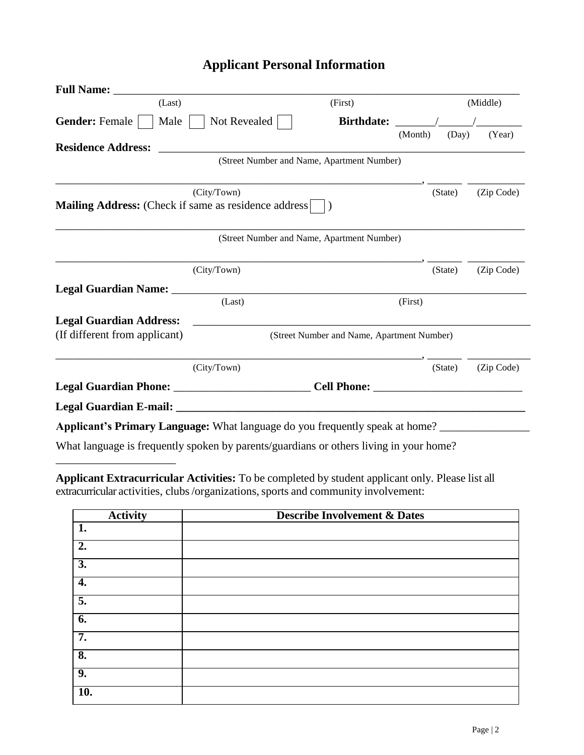# Applicant Personal Information

**Full Name:** ___________________________________________________________________________
(Last) (First) (Middle)

**Gender:** Female ☐ Male ☐ Not Revealed ☐ **Birthdate:** _______/______/________
(Month) (Day) (Year)

**Residence Address:** ____________________________________________________________
(Street Number and Name, Apartment Number)

_________________________________________________________________, _______ ___________
(City/Town) (State) (Zip Code)

**Mailing Address:** (Check if same as residence address ☐ )

___________________________________________________________________________________
(Street Number and Name, Apartment Number)

_________________________________________________________________, _______ ___________
(City/Town) (State) (Zip Code)

**Legal Guardian Name:** __________________________________________________________
(Last) (First)

**Legal Guardian Address:** ________________________________________________________
(If different from applicant) (Street Number and Name, Apartment Number)

_________________________________________________________________, _______ ___________
(City/Town) (State) (Zip Code)

**Legal Guardian Phone:** ________________________ **Cell Phone:** __________________________

**Legal Guardian E-mail:** _______________________________________________________________

**Applicant's Primary Language:** What language do you frequently speak at home? ________________

What language is frequently spoken by parents/guardians or others living in your home?
_____________________

**Applicant Extracurricular Activities:** To be completed by student applicant only. Please list all extracurricular activities, clubs /organizations, sports and community involvement:

| Activity | Describe Involvement & Dates |
|---|---|
| **1.** | |
| **2.** | |
| **3.** | |
| **4.** | |
| **5.** | |
| **6.** | |
| **7.** | |
| **8.** | |
| **9.** | |
| **10.** | |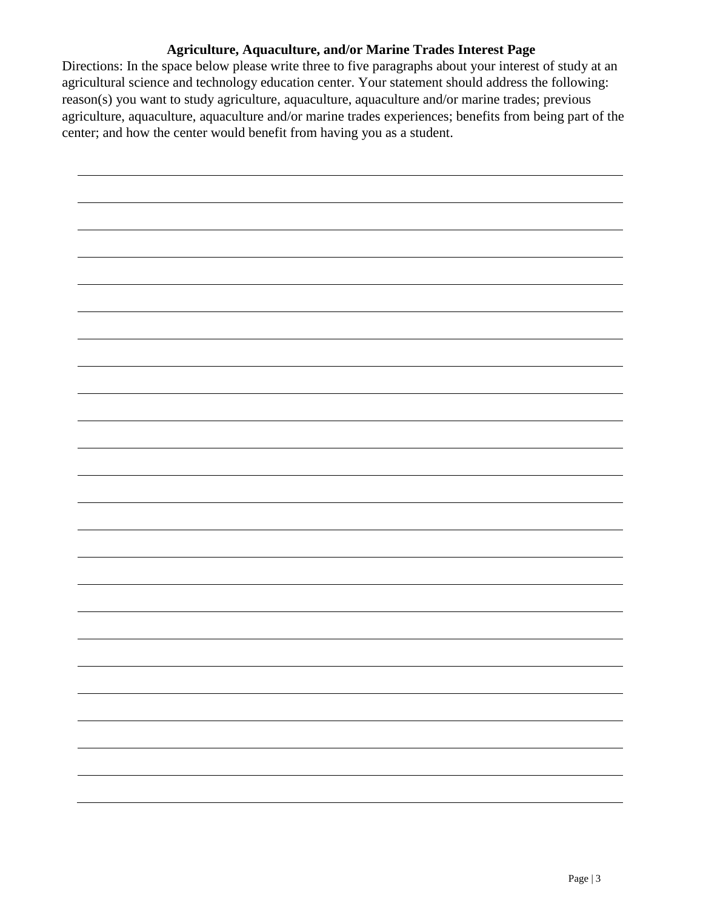## Agriculture, Aquaculture, and/or Marine Trades Interest Page

Directions: In the space below please write three to five paragraphs about your interest of study at an agricultural science and technology education center. Your statement should address the following: reason(s) you want to study agriculture, aquaculture, aquaculture and/or marine trades; previous agriculture, aquaculture, aquaculture and/or marine trades experiences; benefits from being part of the center; and how the center would benefit from having you as a student.

\_\_\_\_\_\_\_\_\_\_\_\_\_\_\_\_\_\_\_\_\_\_\_\_\_\_\_\_\_\_\_\_\_\_\_\_\_\_\_\_\_\_\_\_\_\_\_\_\_\_\_\_\_\_\_\_\_\_\_\_\_\_\_\_\_\_\_\_\_\_\_\_\_\_\_\_\_\_

\_\_\_\_\_\_\_\_\_\_\_\_\_\_\_\_\_\_\_\_\_\_\_\_\_\_\_\_\_\_\_\_\_\_\_\_\_\_\_\_\_\_\_\_\_\_\_\_\_\_\_\_\_\_\_\_\_\_\_\_\_\_\_\_\_\_\_\_\_\_\_\_\_\_\_\_\_\_

\_\_\_\_\_\_\_\_\_\_\_\_\_\_\_\_\_\_\_\_\_\_\_\_\_\_\_\_\_\_\_\_\_\_\_\_\_\_\_\_\_\_\_\_\_\_\_\_\_\_\_\_\_\_\_\_\_\_\_\_\_\_\_\_\_\_\_\_\_\_\_\_\_\_\_\_\_\_

\_\_\_\_\_\_\_\_\_\_\_\_\_\_\_\_\_\_\_\_\_\_\_\_\_\_\_\_\_\_\_\_\_\_\_\_\_\_\_\_\_\_\_\_\_\_\_\_\_\_\_\_\_\_\_\_\_\_\_\_\_\_\_\_\_\_\_\_\_\_\_\_\_\_\_\_\_\_

\_\_\_\_\_\_\_\_\_\_\_\_\_\_\_\_\_\_\_\_\_\_\_\_\_\_\_\_\_\_\_\_\_\_\_\_\_\_\_\_\_\_\_\_\_\_\_\_\_\_\_\_\_\_\_\_\_\_\_\_\_\_\_\_\_\_\_\_\_\_\_\_\_\_\_\_\_\_

\_\_\_\_\_\_\_\_\_\_\_\_\_\_\_\_\_\_\_\_\_\_\_\_\_\_\_\_\_\_\_\_\_\_\_\_\_\_\_\_\_\_\_\_\_\_\_\_\_\_\_\_\_\_\_\_\_\_\_\_\_\_\_\_\_\_\_\_\_\_\_\_\_\_\_\_\_\_

\_\_\_\_\_\_\_\_\_\_\_\_\_\_\_\_\_\_\_\_\_\_\_\_\_\_\_\_\_\_\_\_\_\_\_\_\_\_\_\_\_\_\_\_\_\_\_\_\_\_\_\_\_\_\_\_\_\_\_\_\_\_\_\_\_\_\_\_\_\_\_\_\_\_\_\_\_\_

\_\_\_\_\_\_\_\_\_\_\_\_\_\_\_\_\_\_\_\_\_\_\_\_\_\_\_\_\_\_\_\_\_\_\_\_\_\_\_\_\_\_\_\_\_\_\_\_\_\_\_\_\_\_\_\_\_\_\_\_\_\_\_\_\_\_\_\_\_\_\_\_\_\_\_\_\_\_

\_\_\_\_\_\_\_\_\_\_\_\_\_\_\_\_\_\_\_\_\_\_\_\_\_\_\_\_\_\_\_\_\_\_\_\_\_\_\_\_\_\_\_\_\_\_\_\_\_\_\_\_\_\_\_\_\_\_\_\_\_\_\_\_\_\_\_\_\_\_\_\_\_\_\_\_\_\_

\_\_\_\_\_\_\_\_\_\_\_\_\_\_\_\_\_\_\_\_\_\_\_\_\_\_\_\_\_\_\_\_\_\_\_\_\_\_\_\_\_\_\_\_\_\_\_\_\_\_\_\_\_\_\_\_\_\_\_\_\_\_\_\_\_\_\_\_\_\_\_\_\_\_\_\_\_\_

\_\_\_\_\_\_\_\_\_\_\_\_\_\_\_\_\_\_\_\_\_\_\_\_\_\_\_\_\_\_\_\_\_\_\_\_\_\_\_\_\_\_\_\_\_\_\_\_\_\_\_\_\_\_\_\_\_\_\_\_\_\_\_\_\_\_\_\_\_\_\_\_\_\_\_\_\_\_

\_\_\_\_\_\_\_\_\_\_\_\_\_\_\_\_\_\_\_\_\_\_\_\_\_\_\_\_\_\_\_\_\_\_\_\_\_\_\_\_\_\_\_\_\_\_\_\_\_\_\_\_\_\_\_\_\_\_\_\_\_\_\_\_\_\_\_\_\_\_\_\_\_\_\_\_\_\_

\_\_\_\_\_\_\_\_\_\_\_\_\_\_\_\_\_\_\_\_\_\_\_\_\_\_\_\_\_\_\_\_\_\_\_\_\_\_\_\_\_\_\_\_\_\_\_\_\_\_\_\_\_\_\_\_\_\_\_\_\_\_\_\_\_\_\_\_\_\_\_\_\_\_\_\_\_\_

\_\_\_\_\_\_\_\_\_\_\_\_\_\_\_\_\_\_\_\_\_\_\_\_\_\_\_\_\_\_\_\_\_\_\_\_\_\_\_\_\_\_\_\_\_\_\_\_\_\_\_\_\_\_\_\_\_\_\_\_\_\_\_\_\_\_\_\_\_\_\_\_\_\_\_\_\_\_

\_\_\_\_\_\_\_\_\_\_\_\_\_\_\_\_\_\_\_\_\_\_\_\_\_\_\_\_\_\_\_\_\_\_\_\_\_\_\_\_\_\_\_\_\_\_\_\_\_\_\_\_\_\_\_\_\_\_\_\_\_\_\_\_\_\_\_\_\_\_\_\_\_\_\_\_\_\_

\_\_\_\_\_\_\_\_\_\_\_\_\_\_\_\_\_\_\_\_\_\_\_\_\_\_\_\_\_\_\_\_\_\_\_\_\_\_\_\_\_\_\_\_\_\_\_\_\_\_\_\_\_\_\_\_\_\_\_\_\_\_\_\_\_\_\_\_\_\_\_\_\_\_\_\_\_\_

\_\_\_\_\_\_\_\_\_\_\_\_\_\_\_\_\_\_\_\_\_\_\_\_\_\_\_\_\_\_\_\_\_\_\_\_\_\_\_\_\_\_\_\_\_\_\_\_\_\_\_\_\_\_\_\_\_\_\_\_\_\_\_\_\_\_\_\_\_\_\_\_\_\_\_\_\_\_

\_\_\_\_\_\_\_\_\_\_\_\_\_\_\_\_\_\_\_\_\_\_\_\_\_\_\_\_\_\_\_\_\_\_\_\_\_\_\_\_\_\_\_\_\_\_\_\_\_\_\_\_\_\_\_\_\_\_\_\_\_\_\_\_\_\_\_\_\_\_\_\_\_\_\_\_\_\_

\_\_\_\_\_\_\_\_\_\_\_\_\_\_\_\_\_\_\_\_\_\_\_\_\_\_\_\_\_\_\_\_\_\_\_\_\_\_\_\_\_\_\_\_\_\_\_\_\_\_\_\_\_\_\_\_\_\_\_\_\_\_\_\_\_\_\_\_\_\_\_\_\_\_\_\_\_\_

\_\_\_\_\_\_\_\_\_\_\_\_\_\_\_\_\_\_\_\_\_\_\_\_\_\_\_\_\_\_\_\_\_\_\_\_\_\_\_\_\_\_\_\_\_\_\_\_\_\_\_\_\_\_\_\_\_\_\_\_\_\_\_\_\_\_\_\_\_\_\_\_\_\_\_\_\_\_

\_\_\_\_\_\_\_\_\_\_\_\_\_\_\_\_\_\_\_\_\_\_\_\_\_\_\_\_\_\_\_\_\_\_\_\_\_\_\_\_\_\_\_\_\_\_\_\_\_\_\_\_\_\_\_\_\_\_\_\_\_\_\_\_\_\_\_\_\_\_\_\_\_\_\_\_\_\_

\_\_\_\_\_\_\_\_\_\_\_\_\_\_\_\_\_\_\_\_\_\_\_\_\_\_\_\_\_\_\_\_\_\_\_\_\_\_\_\_\_\_\_\_\_\_\_\_\_\_\_\_\_\_\_\_\_\_\_\_\_\_\_\_\_\_\_\_\_\_\_\_\_\_\_\_\_\_

\_\_\_\_\_\_\_\_\_\_\_\_\_\_\_\_\_\_\_\_\_\_\_\_\_\_\_\_\_\_\_\_\_\_\_\_\_\_\_\_\_\_\_\_\_\_\_\_\_\_\_\_\_\_\_\_\_\_\_\_\_\_\_\_\_\_\_\_\_\_\_\_\_\_\_\_\_\_

\_\_\_\_\_\_\_\_\_\_\_\_\_\_\_\_\_\_\_\_\_\_\_\_\_\_\_\_\_\_\_\_\_\_\_\_\_\_\_\_\_\_\_\_\_\_\_\_\_\_\_\_\_\_\_\_\_\_\_\_\_\_\_\_\_\_\_\_\_\_\_\_\_\_\_\_\_\_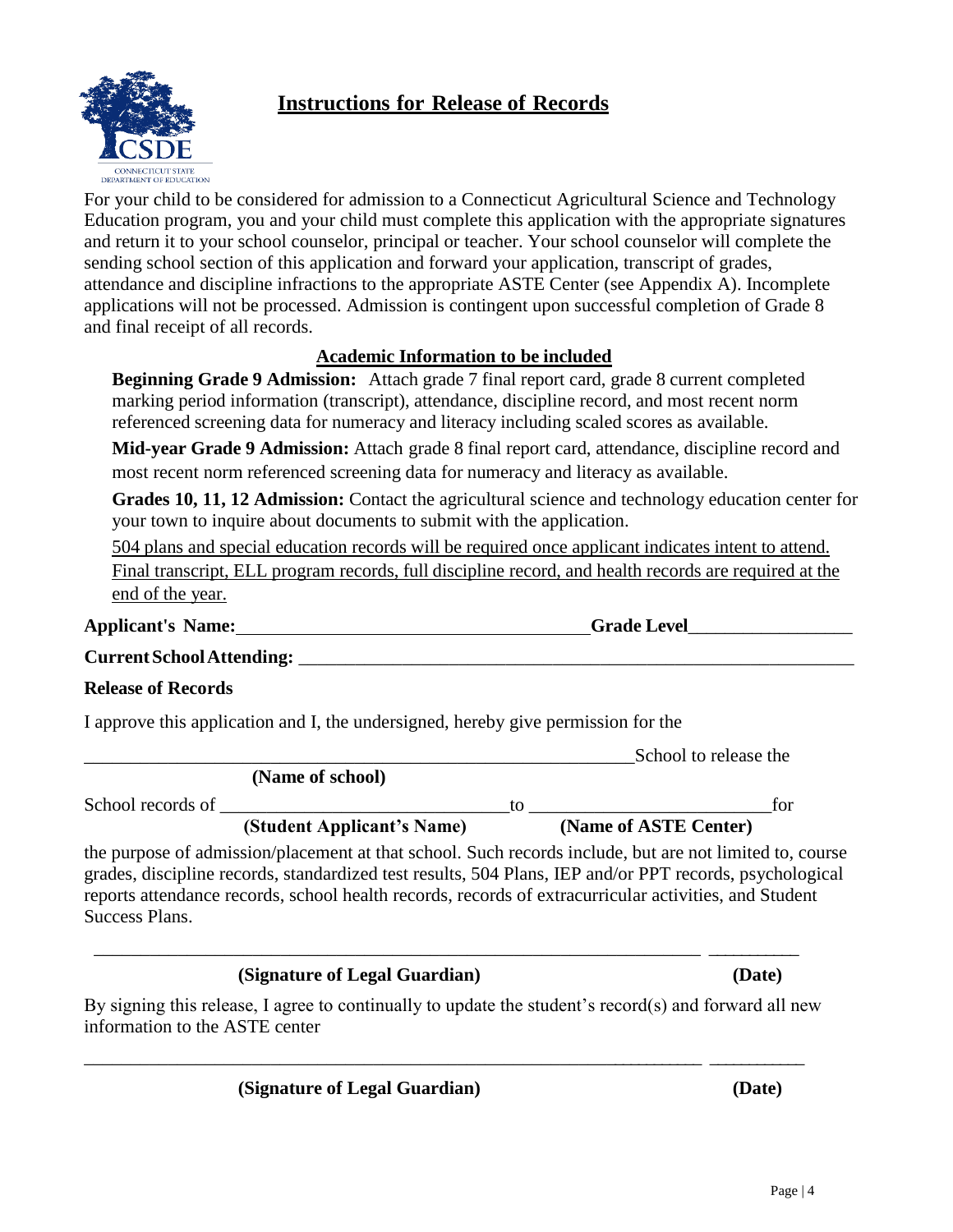# Instructions for Release of Records

For your child to be considered for admission to a Connecticut Agricultural Science and Technology Education program, you and your child must complete this application with the appropriate signatures and return it to your school counselor, principal or teacher. Your school counselor will complete the sending school section of this application and forward your application, transcript of grades, attendance and discipline infractions to the appropriate ASTE Center (see Appendix A). Incomplete applications will not be processed. Admission is contingent upon successful completion of Grade 8 and final receipt of all records.

## Academic Information to be included

**Beginning Grade 9 Admission:** Attach grade 7 final report card, grade 8 current completed marking period information (transcript), attendance, discipline record, and most recent norm referenced screening data for numeracy and literacy including scaled scores as available.

**Mid-year Grade 9 Admission:** Attach grade 8 final report card, attendance, discipline record and most recent norm referenced screening data for numeracy and literacy as available.

**Grades 10, 11, 12 Admission:** Contact the agricultural science and technology education center for your town to inquire about documents to submit with the application.

504 plans and special education records will be required once applicant indicates intent to attend. Final transcript, ELL program records, full discipline record, and health records are required at the end of the year.

**Applicant's Name:**_____________________________________ **Grade Level**_________________

**Current School Attending:** ____________________________________________________________

**Release of Records**

I approve this application and I, the undersigned, hereby give permission for the

____________________________________________________________School to release the
**(Name of school)**

School records of ______________________________to ________________________for
**(Student Applicant's Name)** **(Name of ASTE Center)**

the purpose of admission/placement at that school. Such records include, but are not limited to, course grades, discipline records, standardized test results, 504 Plans, IEP and/or PPT records, psychological reports attendance records, school health records, records of extracurricular activities, and Student Success Plans.

_________________________________________________________________ __________
**(Signature of Legal Guardian)** **(Date)**

By signing this release, I agree to continually to update the student's record(s) and forward all new information to the ASTE center

_________________________________________________________________ __________
**(Signature of Legal Guardian)** **(Date)**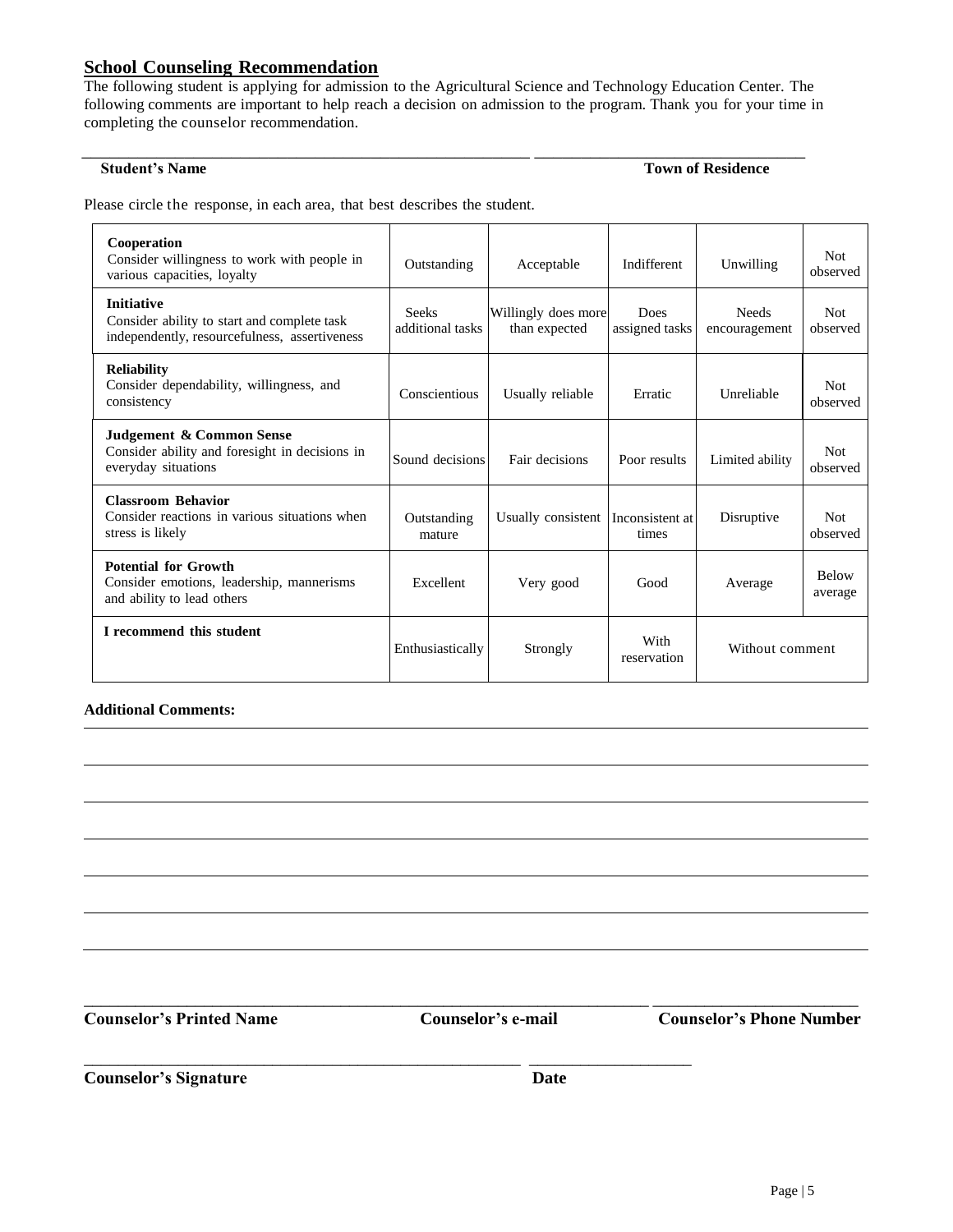## School Counseling Recommendation

The following student is applying for admission to the Agricultural Science and Technology Education Center. The following comments are important to help reach a decision on admission to the program. Thank you for your time in completing the counselor recommendation.

_______________________________________________ _______________________________

**Student's Name** **Town of Residence**

Please circle the response, in each area, that best describes the student.

| | | | | | |
|---|---|---|---|---|---|
| **Cooperation**<br>Consider willingness to work with people in various capacities, loyalty | Outstanding | Acceptable | Indifferent | Unwilling | Not observed |
| **Initiative**<br>Consider ability to start and complete task independently, resourcefulness, assertiveness | Seeks additional tasks | Willingly does more than expected | Does assigned tasks | Needs encouragement | Not observed |
| **Reliability**<br>Consider dependability, willingness, and consistency | Conscientious | Usually reliable | Erratic | Unreliable | Not observed |
| **Judgement & Common Sense**<br>Consider ability and foresight in decisions in everyday situations | Sound decisions | Fair decisions | Poor results | Limited ability | Not observed |
| **Classroom Behavior**<br>Consider reactions in various situations when stress is likely | Outstanding mature | Usually consistent | Inconsistent at times | Disruptive | Not observed |
| **Potential for Growth**<br>Consider emotions, leadership, mannerisms and ability to lead others | Excellent | Very good | Good | Average | Below average |
| **I recommend this student** | Enthusiastically | Strongly | With reservation | Without comment | |

**Additional Comments:**

_______________________________________________________________________________

_______________________________________________________________________________

_______________________________________________________________________________

_______________________________________________________________________________

_______________________________________________________________________________

_______________________________________________________________________________

_______________________________________________________________________________

_______________________________________________________________________________ ___________________________

**Counselor's Printed Name** **Counselor's e-mail** **Counselor's Phone Number**

_______________________________________________________________ ______________________

**Counselor's Signature** **Date**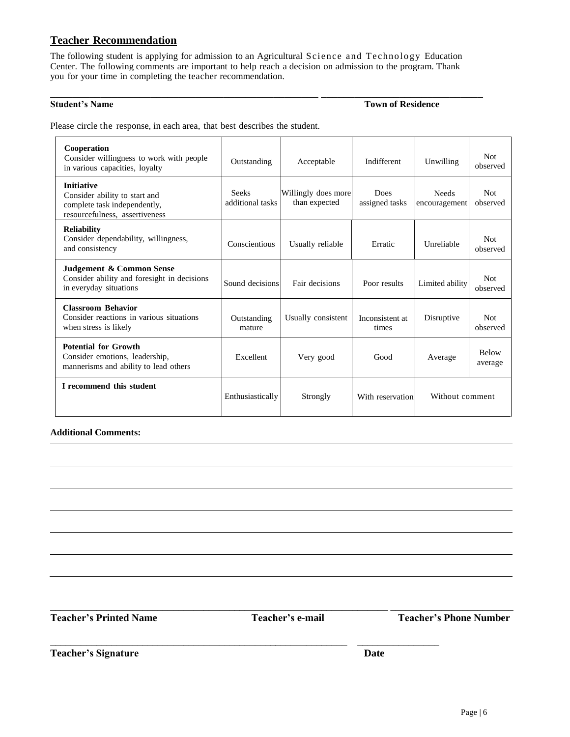## Teacher Recommendation

The following student is applying for admission to an Agricultural Science and Technology Education Center. The following comments are important to help reach a decision on admission to the program. Thank you for your time in completing the teacher recommendation.

_______________________________________________ ____________________________

**Student's Name** **Town of Residence**

Please circle the response, in each area, that best describes the student.

| | | | | | |
|---|---|---|---|---|---|
| **Cooperation**<br>Consider willingness to work with people in various capacities, loyalty | Outstanding | Acceptable | Indifferent | Unwilling | Not observed |
| **Initiative**<br>Consider ability to start and complete task independently, resourcefulness, assertiveness | Seeks additional tasks | Willingly does more than expected | Does assigned tasks | Needs encouragement | Not observed |
| **Reliability**<br>Consider dependability, willingness, and consistency | Conscientious | Usually reliable | Erratic | Unreliable | Not observed |
| **Judgement & Common Sense**<br>Consider ability and foresight in decisions in everyday situations | Sound decisions | Fair decisions | Poor results | Limited ability | Not observed |
| **Classroom Behavior**<br>Consider reactions in various situations when stress is likely | Outstanding mature | Usually consistent | Inconsistent at times | Disruptive | Not observed |
| **Potential for Growth**<br>Consider emotions, leadership, mannerisms and ability to lead others | Excellent | Very good | Good | Average | Below average |
| **I recommend this student** | Enthusiastically | Strongly | With reservation | Without comment | |

**Additional Comments:**

_______________________________________________________________________________

_______________________________________________________________________________

_______________________________________________________________________________

_______________________________________________________________________________

_______________________________________________________________________________

_______________________________________________________________________________

_______________________________________________________________________________

_______________________________________________________________________________

**Teacher's Printed Name** **Teacher's e-mail** **Teacher's Phone Number**

_______________________________________________ ______________

**Teacher's Signature** **Date**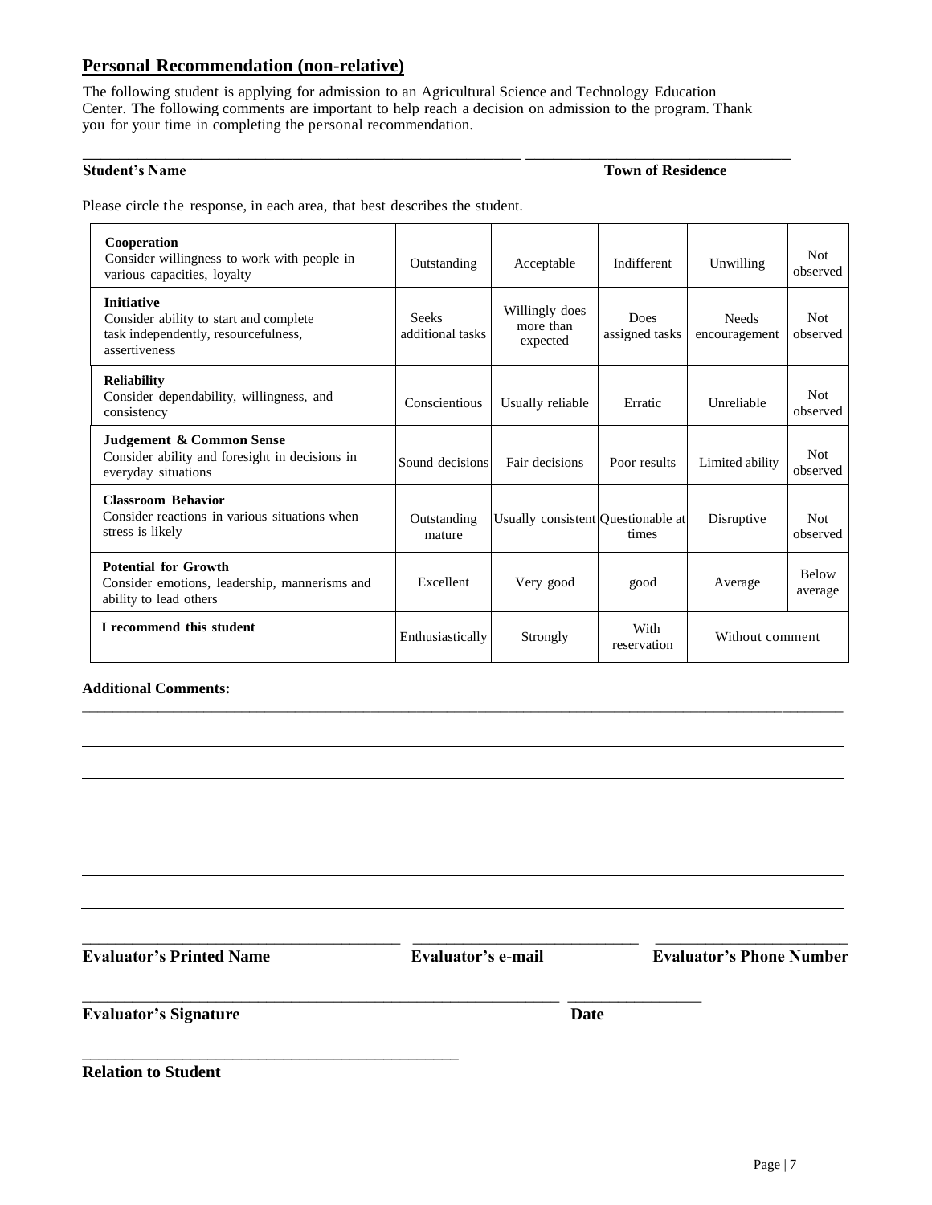## Personal Recommendation (non-relative)

The following student is applying for admission to an Agricultural Science and Technology Education Center. The following comments are important to help reach a decision on admission to the program. Thank you for your time in completing the personal recommendation.

_______________________________________________ ___________________________

**Student's Name** **Town of Residence**

Please circle the response, in each area, that best describes the student.

| | | | | | |
|---|---|---|---|---|---|
| **Cooperation**<br>Consider willingness to work with people in various capacities, loyalty | Outstanding | Acceptable | Indifferent | Unwilling | Not observed |
| **Initiative**<br>Consider ability to start and complete task independently, resourcefulness, assertiveness | Seeks additional tasks | Willingly does more than expected | Does assigned tasks | Needs encouragement | Not observed |
| **Reliability**<br>Consider dependability, willingness, and consistency | Conscientious | Usually reliable | Erratic | Unreliable | Not observed |
| **Judgement & Common Sense**<br>Consider ability and foresight in decisions in everyday situations | Sound decisions | Fair decisions | Poor results | Limited ability | Not observed |
| **Classroom Behavior**<br>Consider reactions in various situations when stress is likely | Outstanding mature | Usually consistent | Questionable at times | Disruptive | Not observed |
| **Potential for Growth**<br>Consider emotions, leadership, mannerisms and ability to lead others | Excellent | Very good | good | Average | Below average |
| **I recommend this student** | Enthusiastically | Strongly | With reservation | Without comment | |

**Additional Comments:**

_____________________________________________________________________________

_____________________________________________________________________________

_____________________________________________________________________________

_____________________________________________________________________________

_____________________________________________________________________________

_____________________________________________________________________________

_____________________________________________________________________________

_________________________ _________________________ _________________________

**Evaluator's Printed Name** **Evaluator's e-mail** **Evaluator's Phone Number**

_______________________________________________ _______________

**Evaluator's Signature** **Date**

_______________________________________

**Relation to Student**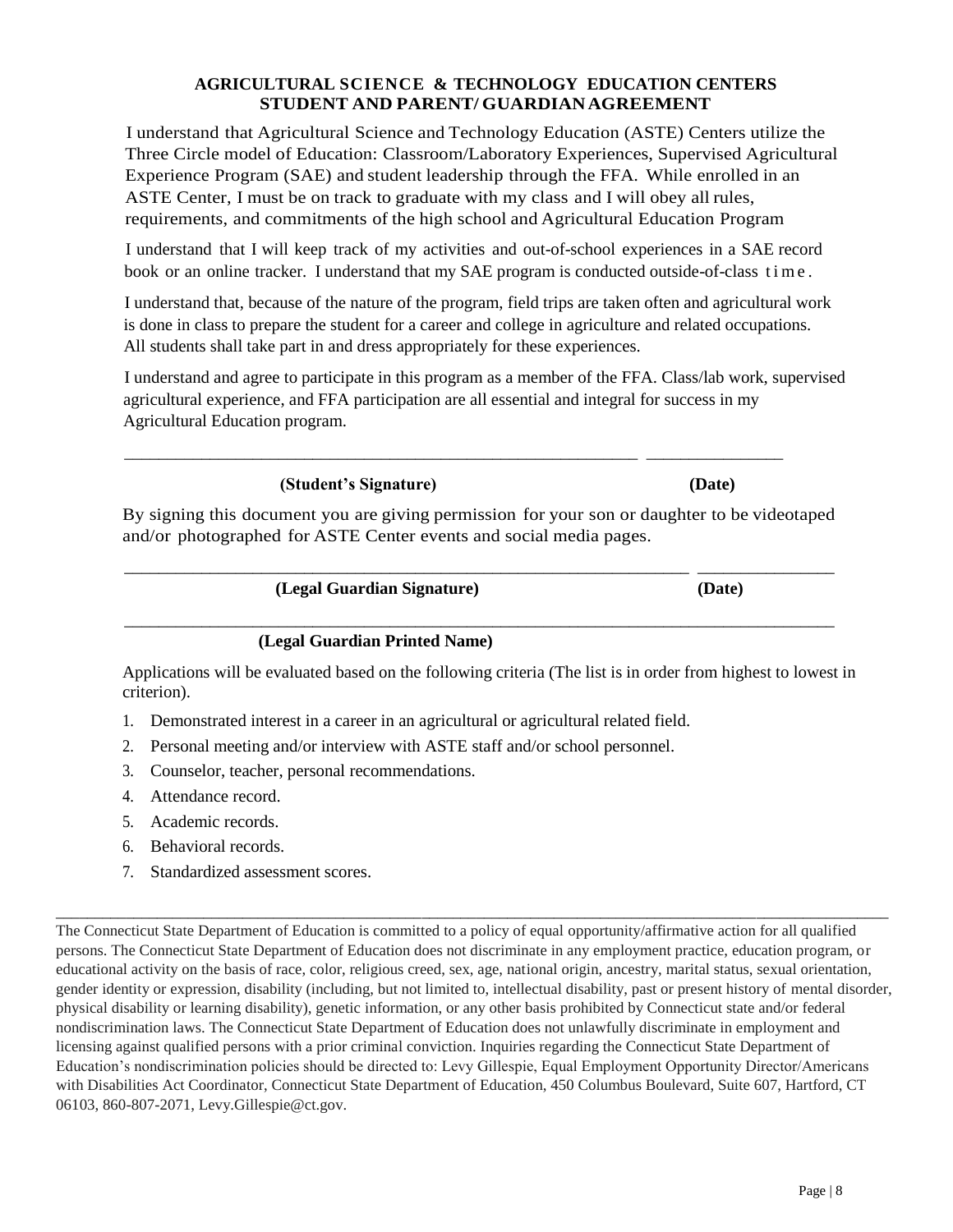# AGRICULTURAL SCIENCE & TECHNOLOGY EDUCATION CENTERS STUDENT AND PARENT/ GUARDIAN AGREEMENT

I understand that Agricultural Science and Technology Education (ASTE) Centers utilize the Three Circle model of Education: Classroom/Laboratory Experiences, Supervised Agricultural Experience Program (SAE) and student leadership through the FFA. While enrolled in an ASTE Center, I must be on track to graduate with my class and I will obey all rules, requirements, and commitments of the high school and Agricultural Education Program

I understand that I will keep track of my activities and out-of-school experiences in a SAE record book or an online tracker. I understand that my SAE program is conducted outside-of-class time.

I understand that, because of the nature of the program, field trips are taken often and agricultural work is done in class to prepare the student for a career and college in agriculture and related occupations. All students shall take part in and dress appropriately for these experiences.

I understand and agree to participate in this program as a member of the FFA. Class/lab work, supervised agricultural experience, and FFA participation are all essential and integral for success in my Agricultural Education program.

\_\_\_\_\_\_\_\_\_\_\_\_\_\_\_\_\_\_\_\_\_\_\_\_\_\_\_\_\_\_\_\_\_\_\_\_\_\_\_\_\_\_\_\_ \_\_\_\_\_\_\_\_\_\_\_\_\_\_\_

**(Student's Signature)** **(Date)**

By signing this document you are giving permission for your son or daughter to be videotaped and/or photographed for ASTE Center events and social media pages.

\_\_\_\_\_\_\_\_\_\_\_\_\_\_\_\_\_\_\_\_\_\_\_\_\_\_\_\_\_\_\_\_\_\_\_\_\_\_\_\_\_\_\_\_ \_\_\_\_\_\_\_\_\_\_\_\_\_\_\_

**(Legal Guardian Signature)** **(Date)**

\_\_\_\_\_\_\_\_\_\_\_\_\_\_\_\_\_\_\_\_\_\_\_\_\_\_\_\_\_\_\_\_\_\_\_\_\_\_\_\_\_\_\_\_\_\_\_\_\_\_\_\_\_\_\_\_\_\_\_\_

**(Legal Guardian Printed Name)**

Applications will be evaluated based on the following criteria (The list is in order from highest to lowest in criterion).

1. Demonstrated interest in a career in an agricultural or agricultural related field.
2. Personal meeting and/or interview with ASTE staff and/or school personnel.
3. Counselor, teacher, personal recommendations.
4. Attendance record.
5. Academic records.
6. Behavioral records.
7. Standardized assessment scores.

---

The Connecticut State Department of Education is committed to a policy of equal opportunity/affirmative action for all qualified persons. The Connecticut State Department of Education does not discriminate in any employment practice, education program, or educational activity on the basis of race, color, religious creed, sex, age, national origin, ancestry, marital status, sexual orientation, gender identity or expression, disability (including, but not limited to, intellectual disability, past or present history of mental disorder, physical disability or learning disability), genetic information, or any other basis prohibited by Connecticut state and/or federal nondiscrimination laws. The Connecticut State Department of Education does not unlawfully discriminate in employment and licensing against qualified persons with a prior criminal conviction. Inquiries regarding the Connecticut State Department of Education's nondiscrimination policies should be directed to: Levy Gillespie, Equal Employment Opportunity Director/Americans with Disabilities Act Coordinator, Connecticut State Department of Education, 450 Columbus Boulevard, Suite 607, Hartford, CT 06103, 860-807-2071, Levy.Gillespie@ct.gov.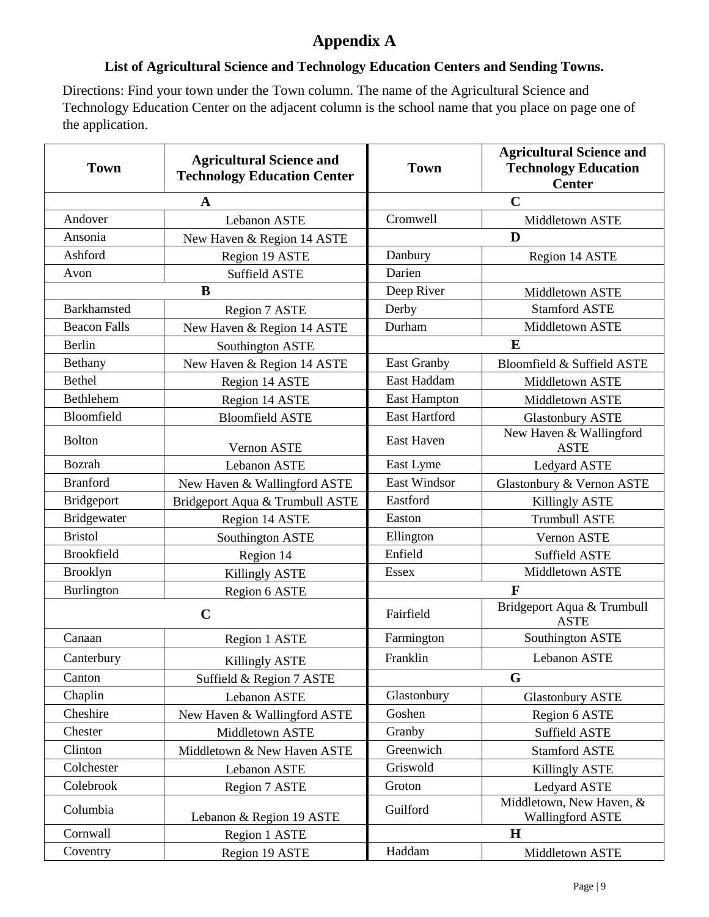# Appendix A

## List of Agricultural Science and Technology Education Centers and Sending Towns.

Directions: Find your town under the Town column. The name of the Agricultural Science and Technology Education Center on the adjacent column is the school name that you place on page one of the application.

| Town | Agricultural Science and Technology Education Center | Town | Agricultural Science and Technology Education Center |
|---|---|---|---|
| **A** | | **C** | |
| Andover | Lebanon ASTE | Cromwell | Middletown ASTE |
| Ansonia | New Haven & Region 14 ASTE | **D** | |
| Ashford | Region 19 ASTE | Danbury | Region 14 ASTE |
| Avon | Suffield ASTE | Darien | |
| **B** | | Deep River | Middletown ASTE |
| Barkhamsted | Region 7 ASTE | Derby | Stamford ASTE |
| Beacon Falls | New Haven & Region 14 ASTE | Durham | Middletown ASTE |
| Berlin | Southington ASTE | **E** | |
| Bethany | New Haven & Region 14 ASTE | East Granby | Bloomfield & Suffield ASTE |
| Bethel | Region 14 ASTE | East Haddam | Middletown ASTE |
| Bethlehem | Region 14 ASTE | East Hampton | Middletown ASTE |
| Bloomfield | Bloomfield ASTE | East Hartford | Glastonbury ASTE |
| Bolton | Vernon ASTE | East Haven | New Haven & Wallingford ASTE |
| Bozrah | Lebanon ASTE | East Lyme | Ledyard ASTE |
| Branford | New Haven & Wallingford ASTE | East Windsor | Glastonbury & Vernon ASTE |
| Bridgeport | Bridgeport Aqua & Trumbull ASTE | Eastford | Killingly ASTE |
| Bridgewater | Region 14 ASTE | Easton | Trumbull ASTE |
| Bristol | Southington ASTE | Ellington | Vernon ASTE |
| Brookfield | Region 14 | Enfield | Suffield ASTE |
| Brooklyn | Killingly ASTE | Essex | Middletown ASTE |
| Burlington | Region 6 ASTE | **F** | |
| **C** | | Fairfield | Bridgeport Aqua & Trumbull ASTE |
| Canaan | Region 1 ASTE | Farmington | Southington ASTE |
| Canterbury | Killingly ASTE | Franklin | Lebanon ASTE |
| Canton | Suffield & Region 7 ASTE | **G** | |
| Chaplin | Lebanon ASTE | Glastonbury | Glastonbury ASTE |
| Cheshire | New Haven & Wallingford ASTE | Goshen | Region 6 ASTE |
| Chester | Middletown ASTE | Granby | Suffield ASTE |
| Clinton | Middletown & New Haven ASTE | Greenwich | Stamford ASTE |
| Colchester | Lebanon ASTE | Griswold | Killingly ASTE |
| Colebrook | Region 7 ASTE | Groton | Ledyard ASTE |
| Columbia | Lebanon & Region 19 ASTE | Guilford | Middletown, New Haven, & Wallingford ASTE |
| Cornwall | Region 1 ASTE | **H** | |
| Coventry | Region 19 ASTE | Haddam | Middletown ASTE |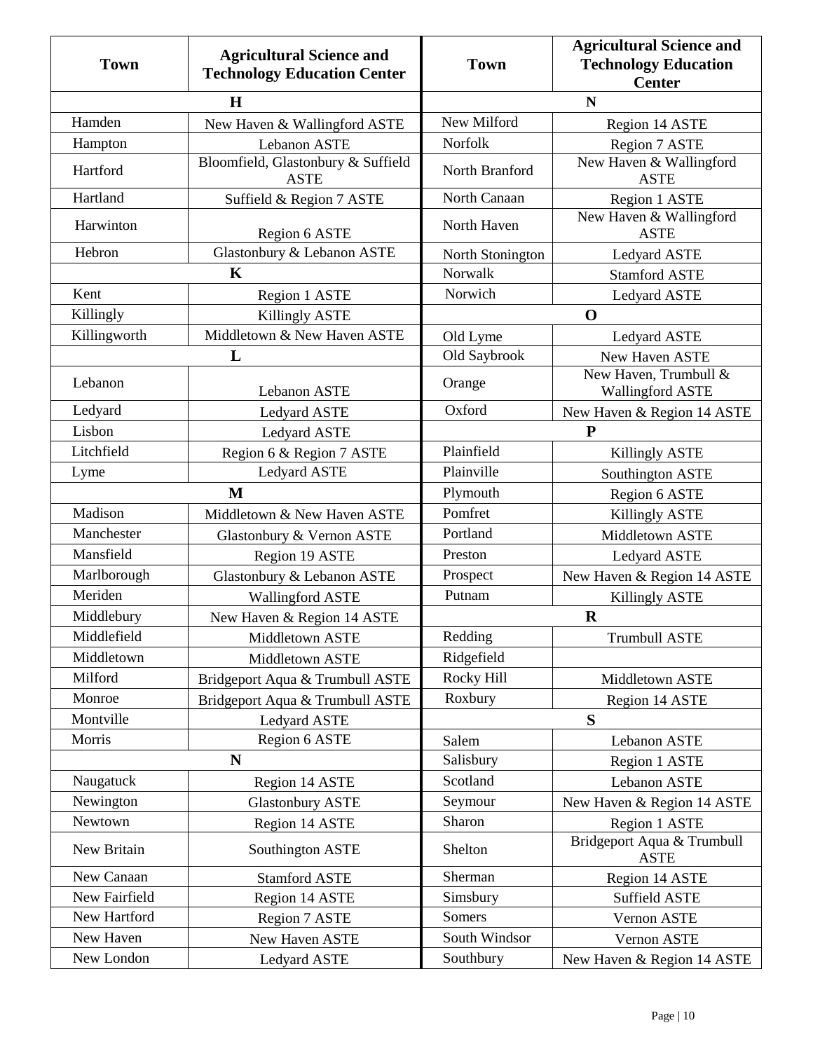| Town | Agricultural Science and Technology Education Center | Town | Agricultural Science and Technology Education Center |
|---|---|---|---|
| **H** | | **N** | |
| Hamden | New Haven & Wallingford ASTE | New Milford | Region 14 ASTE |
| Hampton | Lebanon ASTE | Norfolk | Region 7 ASTE |
| Hartford | Bloomfield, Glastonbury & Suffield ASTE | North Branford | New Haven & Wallingford ASTE |
| Hartland | Suffield & Region 7 ASTE | North Canaan | Region 1 ASTE |
| Harwinton | Region 6 ASTE | North Haven | New Haven & Wallingford ASTE |
| Hebron | Glastonbury & Lebanon ASTE | North Stonington | Ledyard ASTE |
| **K** | | Norwalk | Stamford ASTE |
| Kent | Region 1 ASTE | Norwich | Ledyard ASTE |
| Killingly | Killingly ASTE | **O** | |
| Killingworth | Middletown & New Haven ASTE | Old Lyme | Ledyard ASTE |
| **L** | | Old Saybrook | New Haven ASTE |
| Lebanon | Lebanon ASTE | Orange | New Haven, Trumbull & Wallingford ASTE |
| Ledyard | Ledyard ASTE | Oxford | New Haven & Region 14 ASTE |
| Lisbon | Ledyard ASTE | **P** | |
| Litchfield | Region 6 & Region 7 ASTE | Plainfield | Killingly ASTE |
| Lyme | Ledyard ASTE | Plainville | Southington ASTE |
| **M** | | Plymouth | Region 6 ASTE |
| Madison | Middletown & New Haven ASTE | Pomfret | Killingly ASTE |
| Manchester | Glastonbury & Vernon ASTE | Portland | Middletown ASTE |
| Mansfield | Region 19 ASTE | Preston | Ledyard ASTE |
| Marlborough | Glastonbury & Lebanon ASTE | Prospect | New Haven & Region 14 ASTE |
| Meriden | Wallingford ASTE | Putnam | Killingly ASTE |
| Middlebury | New Haven & Region 14 ASTE | **R** | |
| Middlefield | Middletown ASTE | Redding | Trumbull ASTE |
| Middletown | Middletown ASTE | Ridgefield | |
| Milford | Bridgeport Aqua & Trumbull ASTE | Rocky Hill | Middletown ASTE |
| Monroe | Bridgeport Aqua & Trumbull ASTE | Roxbury | Region 14 ASTE |
| Montville | Ledyard ASTE | **S** | |
| Morris | Region 6 ASTE | Salem | Lebanon ASTE |
| **N** | | Salisbury | Region 1 ASTE |
| Naugatuck | Region 14 ASTE | Scotland | Lebanon ASTE |
| Newington | Glastonbury ASTE | Seymour | New Haven & Region 14 ASTE |
| Newtown | Region 14 ASTE | Sharon | Region 1 ASTE |
| New Britain | Southington ASTE | Shelton | Bridgeport Aqua & Trumbull ASTE |
| New Canaan | Stamford ASTE | Sherman | Region 14 ASTE |
| New Fairfield | Region 14 ASTE | Simsbury | Suffield ASTE |
| New Hartford | Region 7 ASTE | Somers | Vernon ASTE |
| New Haven | New Haven ASTE | South Windsor | Vernon ASTE |
| New London | Ledyard ASTE | Southbury | New Haven & Region 14 ASTE |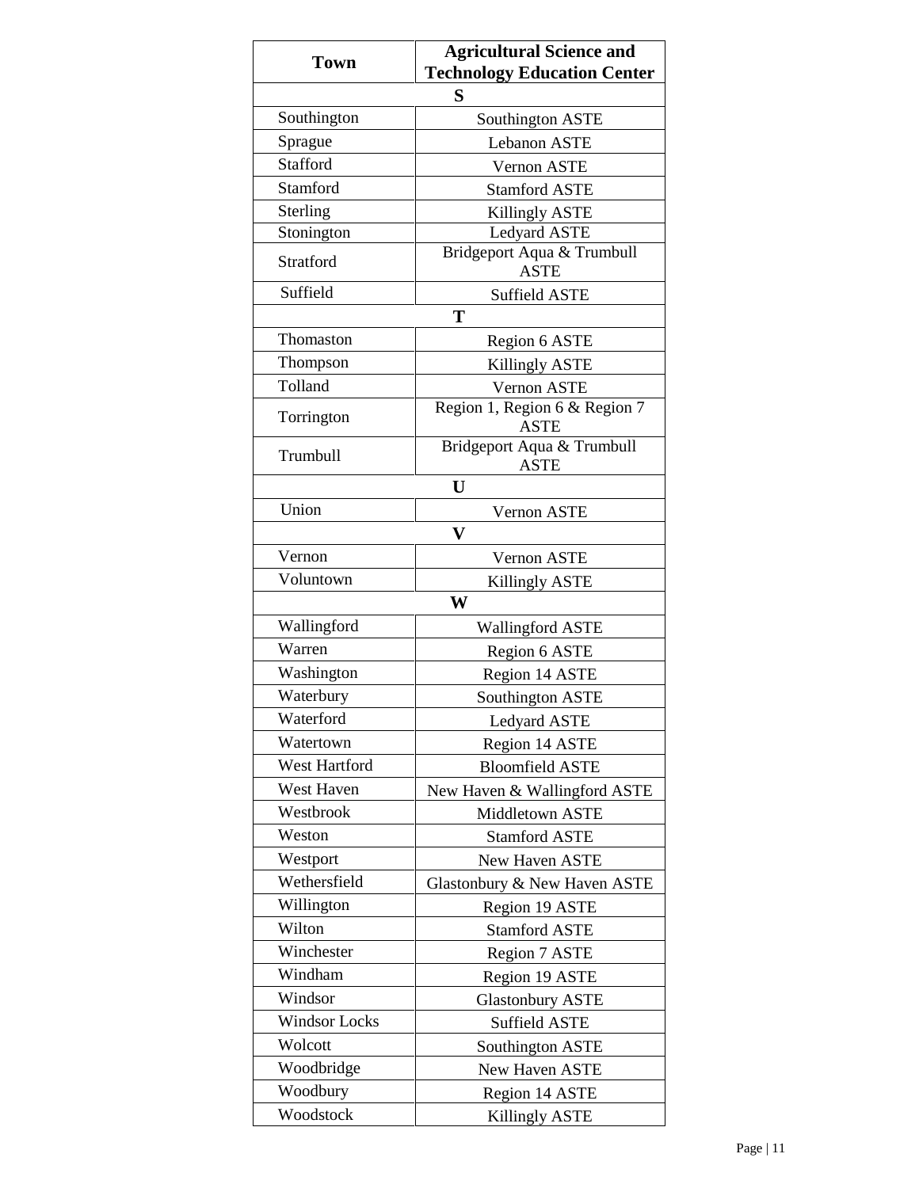| Town | Agricultural Science and Technology Education Center |
|---|---|
| **S** | |
| Southington | Southington ASTE |
| Sprague | Lebanon ASTE |
| Stafford | Vernon ASTE |
| Stamford | Stamford ASTE |
| Sterling | Killingly ASTE |
| Stonington | Ledyard ASTE |
| Stratford | Bridgeport Aqua & Trumbull ASTE |
| Suffield | Suffield ASTE |
| **T** | |
| Thomaston | Region 6 ASTE |
| Thompson | Killingly ASTE |
| Tolland | Vernon ASTE |
| Torrington | Region 1, Region 6 & Region 7 ASTE |
| Trumbull | Bridgeport Aqua & Trumbull ASTE |
| **U** | |
| Union | Vernon ASTE |
| **V** | |
| Vernon | Vernon ASTE |
| Voluntown | Killingly ASTE |
| **W** | |
| Wallingford | Wallingford ASTE |
| Warren | Region 6 ASTE |
| Washington | Region 14 ASTE |
| Waterbury | Southington ASTE |
| Waterford | Ledyard ASTE |
| Watertown | Region 14 ASTE |
| West Hartford | Bloomfield ASTE |
| West Haven | New Haven & Wallingford ASTE |
| Westbrook | Middletown ASTE |
| Weston | Stamford ASTE |
| Westport | New Haven ASTE |
| Wethersfield | Glastonbury & New Haven ASTE |
| Willington | Region 19 ASTE |
| Wilton | Stamford ASTE |
| Winchester | Region 7 ASTE |
| Windham | Region 19 ASTE |
| Windsor | Glastonbury ASTE |
| Windsor Locks | Suffield ASTE |
| Wolcott | Southington ASTE |
| Woodbridge | New Haven ASTE |
| Woodbury | Region 14 ASTE |
| Woodstock | Killingly ASTE |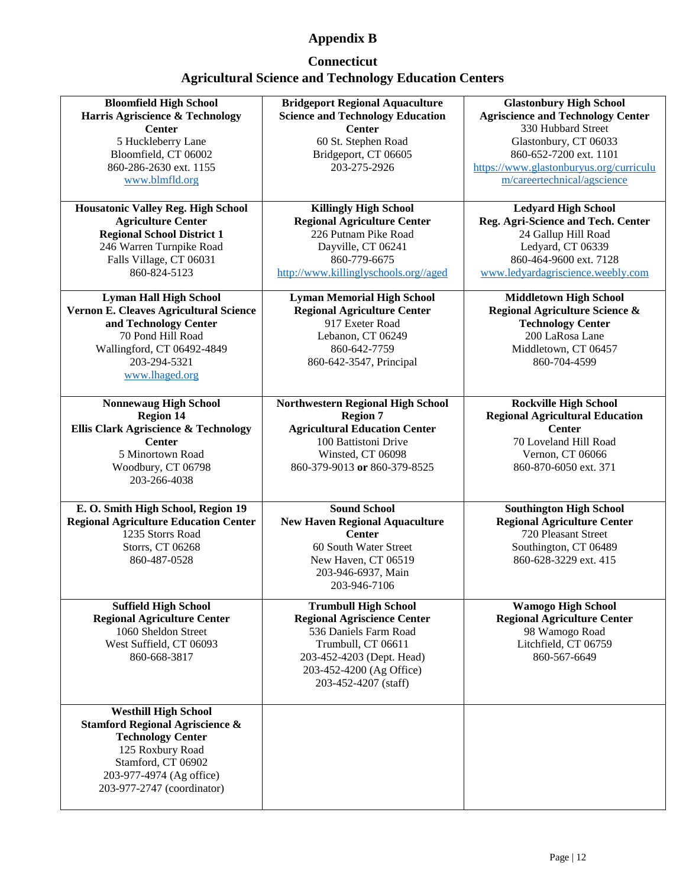# Appendix B

## Connecticut
## Agricultural Science and Technology Education Centers

| | | |
|---|---|---|
| **Bloomfield High School**<br>**Harris Agriscience & Technology Center**<br>5 Huckleberry Lane<br>Bloomfield, CT 06002<br>860-286-2630 ext. 1155<br>www.blmfld.org | **Bridgeport Regional Aquaculture Science and Technology Education Center**<br>60 St. Stephen Road<br>Bridgeport, CT 06605<br>203-275-2926 | **Glastonbury High School**<br>**Agriscience and Technology Center**<br>330 Hubbard Street<br>Glastonbury, CT 06033<br>860-652-7200 ext. 1101<br>https://www.glastonburyus.org/curriculum/careertechnical/agscience |
| **Housatonic Valley Reg. High School**<br>**Agriculture Center**<br>**Regional School District 1**<br>246 Warren Turnpike Road<br>Falls Village, CT 06031<br>860-824-5123 | **Killingly High School**<br>**Regional Agriculture Center**<br>226 Putnam Pike Road<br>Dayville, CT 06241<br>860-779-6675<br>http://www.killinglyschools.org//aged | **Ledyard High School**<br>**Reg. Agri-Science and Tech. Center**<br>24 Gallup Hill Road<br>Ledyard, CT 06339<br>860-464-9600 ext. 7128<br>www.ledyardagriscience.weebly.com |
| **Lyman Hall High School**<br>**Vernon E. Cleaves Agricultural Science and Technology Center**<br>70 Pond Hill Road<br>Wallingford, CT 06492-4849<br>203-294-5321<br>www.lhaged.org | **Lyman Memorial High School**<br>**Regional Agriculture Center**<br>917 Exeter Road<br>Lebanon, CT 06249<br>860-642-7759<br>860-642-3547, Principal | **Middletown High School**<br>**Regional Agriculture Science & Technology Center**<br>200 LaRosa Lane<br>Middletown, CT 06457<br>860-704-4599 |
| **Nonnewaug High School**<br>**Region 14**<br>**Ellis Clark Agriscience & Technology Center**<br>5 Minortown Road<br>Woodbury, CT 06798<br>203-266-4038 | **Northwestern Regional High School**<br>**Region 7**<br>**Agricultural Education Center**<br>100 Battistoni Drive<br>Winsted, CT 06098<br>860-379-9013 **or** 860-379-8525 | **Rockville High School**<br>**Regional Agricultural Education Center**<br>70 Loveland Hill Road<br>Vernon, CT 06066<br>860-870-6050 ext. 371 |
| **E. O. Smith High School, Region 19**<br>**Regional Agriculture Education Center**<br>1235 Storrs Road<br>Storrs, CT 06268<br>860-487-0528 | **Sound School**<br>**New Haven Regional Aquaculture Center**<br>60 South Water Street<br>New Haven, CT 06519<br>203-946-6937, Main<br>203-946-7106 | **Southington High School**<br>**Regional Agriculture Center**<br>720 Pleasant Street<br>Southington, CT 06489<br>860-628-3229 ext. 415 |
| **Suffield High School**<br>**Regional Agriculture Center**<br>1060 Sheldon Street<br>West Suffield, CT 06093<br>860-668-3817 | **Trumbull High School**<br>**Regional Agriscience Center**<br>536 Daniels Farm Road<br>Trumbull, CT 06611<br>203-452-4203 (Dept. Head)<br>203-452-4200 (Ag Office)<br>203-452-4207 (staff) | **Wamogo High School**<br>**Regional Agriculture Center**<br>98 Wamogo Road<br>Litchfield, CT 06759<br>860-567-6649 |
| **Westhill High School**<br>**Stamford Regional Agriscience & Technology Center**<br>125 Roxbury Road<br>Stamford, CT 06902<br>203-977-4974 (Ag office)<br>203-977-2747 (coordinator) | | |